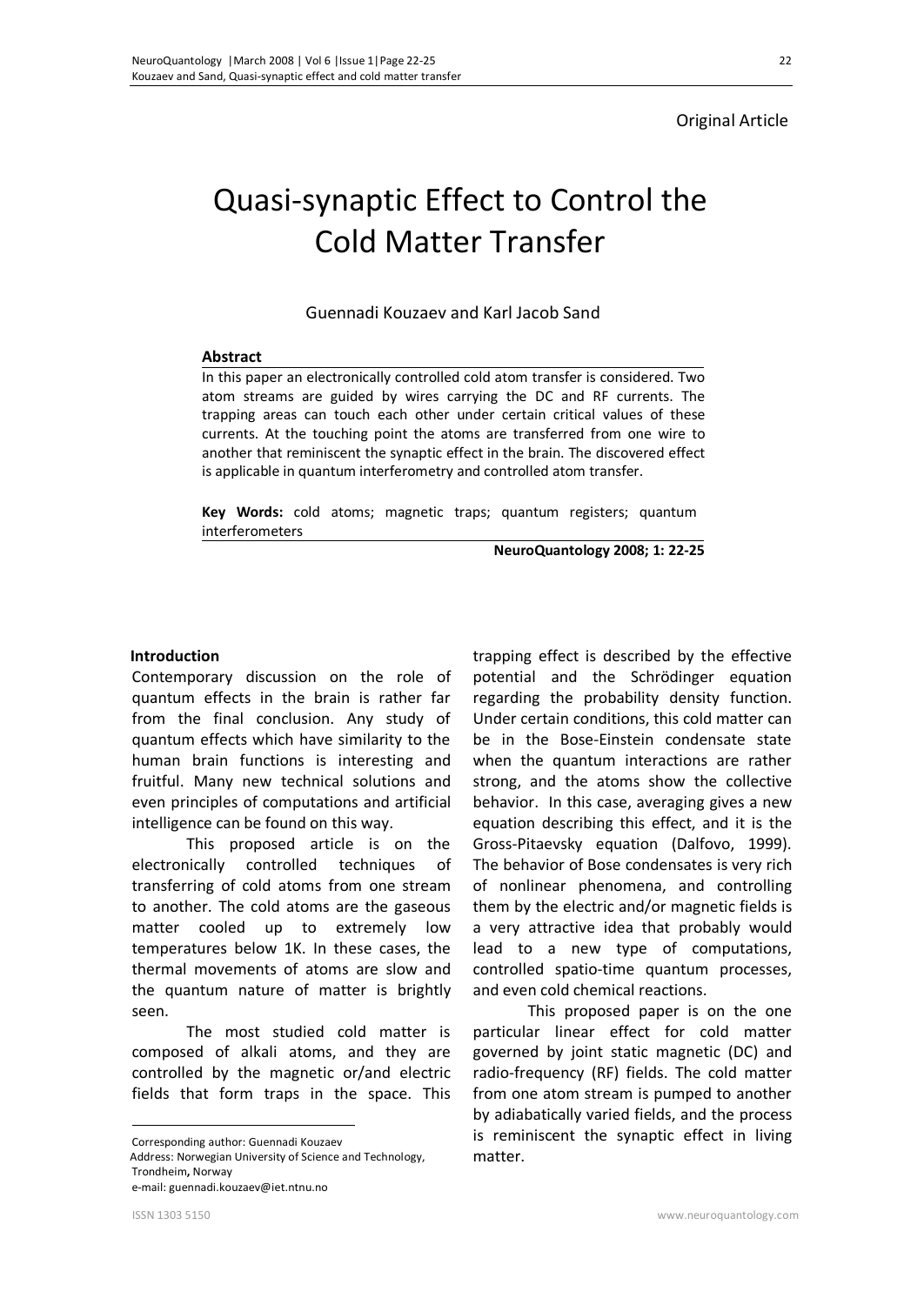Original Article

# Quasi-synaptic Effect to Control the Cold Matter Transfer

Guennadi Kouzaev and Karl Jacob Sand

### Abstract

In this paper an electronically controlled cold atom transfer is considered. Two atom streams are guided by wires carrying the DC and RF currents. The trapping areas can touch each other under certain critical values of these currents. At the touching point the atoms are transferred from one wire to another that reminiscent the synaptic effect in the brain. The discovered effect is applicable in quantum interferometry and controlled atom transfer.

**Key Words:** cold atoms; magnetic traps; quantum registers; quantum interferometers

**NeuroQuantology 2008; 1: 22-25**

## Introduction

Contemporary discussion on the role of quantum effects in the brain is rather far from the final conclusion. Any study of quantum effects which have similarity to the human brain functions is interesting and fruitful. Many new technical solutions and even principles of computations and artificial intelligence can be found on this way.

This proposed article is on the electronically controlled techniques of transferring of cold atoms from one stream to another. The cold atoms are the gaseous matter cooled up to extremely low temperatures below 1K. In these cases, the thermal movements of atoms are slow and the quantum nature of matter is brightly seen.

The most studied cold matter is composed of alkali atoms, and they are controlled by the magnetic or/and electric fields that form traps in the space. This trapping effect is described by the effective potential and the Schrödinger equation regarding the probability density function. Under certain conditions, this cold matter can be in the Bose-Einstein condensate state when the quantum interactions are rather strong, and the atoms show the collective behavior. In this case, averaging gives a new equation describing this effect, and it is the Gross-Pitaevsky equation (Dalfovo, 1999). The behavior of Bose condensates is very rich of nonlinear phenomena, and controlling them by the electric and/or magnetic fields is a very attractive idea that probably would lead to a new type of computations, controlled spatio-time quantum processes, and even cold chemical reactions.

This proposed paper is on the one particular linear effect for cold matter governed by joint static magnetic (DC) and radio-frequency (RF) fields. The cold matter from one atom stream is pumped to another by adiabatically varied fields, and the process is reminiscent the synaptic effect in living matter.

Corresponding author: Guennadi Kouzaev

Address: Norwegian University of Science and Technology, Trondheim, Norway

e-mail: guennadi.kouzaev@iet.ntnu.no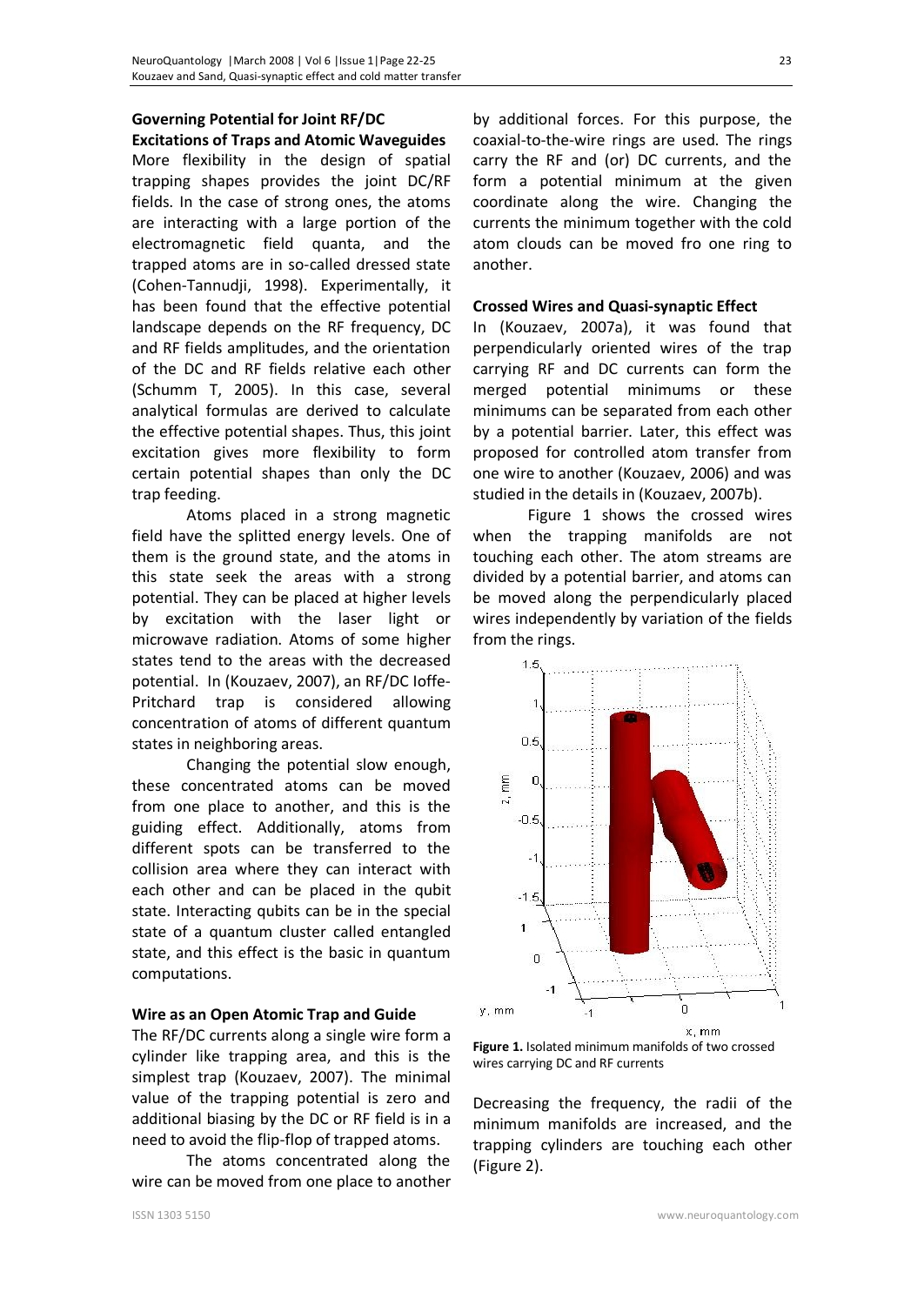### Governing Potential for Joint RF/DC Excitations of Traps and Atomic Waveguides

More flexibility in the design of spatial trapping shapes provides the joint DC/RF fields. In the case of strong ones, the atoms are interacting with a large portion of the electromagnetic field quanta, and the trapped atoms are in so-called dressed state (Cohen-Tannudji, 1998). Experimentally, it has been found that the effective potential landscape depends on the RF frequency, DC and RF fields amplitudes, and the orientation of the DC and RF fields relative each other (Schumm T, 2005). In this case, several analytical formulas are derived to calculate the effective potential shapes. Thus, this joint excitation gives more flexibility to form certain potential shapes than only the DC trap feeding.

Atoms placed in a strong magnetic field have the splitted energy levels. One of them is the ground state, and the atoms in this state seek the areas with a strong potential. They can be placed at higher levels by excitation with the laser light or microwave radiation. Atoms of some higher states tend to the areas with the decreased potential. In (Kouzaev, 2007), an RF/DC Ioffe-Pritchard trap is considered allowing concentration of atoms of different quantum states in neighboring areas.

Changing the potential slow enough, these concentrated atoms can be moved from one place to another, and this is the guiding effect. Additionally, atoms from different spots can be transferred to the collision area where they can interact with each other and can be placed in the qubit state. Interacting qubits can be in the special state of a quantum cluster called entangled state, and this effect is the basic in quantum computations.

### Wire as an Open Atomic Trap and Guide

The RF/DC currents along a single wire form a cylinder like trapping area, and this is the simplest trap (Kouzaev, 2007). The minimal value of the trapping potential is zero and additional biasing by the DC or RF field is in a need to avoid the flip-flop of trapped atoms.

The atoms concentrated along the wire can be moved from one place to another by additional forces. For this purpose, the coaxial-to-the-wire rings are used. The rings carry the RF and (or) DC currents, and the form a potential minimum at the given coordinate along the wire. Changing the currents the minimum together with the cold atom clouds can be moved fro one ring to another.

### Crossed Wires and Quasi-synaptic Effect

In (Kouzaev, 2007a), it was found that perpendicularly oriented wires of the trap carrying RF and DC currents can form the merged potential minimums or these minimums can be separated from each other by a potential barrier. Later, this effect was proposed for controlled atom transfer from one wire to another (Kouzaev, 2006) and was studied in the details in (Kouzaev, 2007b).

Figure 1 shows the crossed wires when the trapping manifolds are not touching each other. The atom streams are divided by a potential barrier, and atoms can be moved along the perpendicularly placed wires independently by variation of the fields from the rings.

**Figure 1.** Isolated minimum manifolds of two crossed wires carrying DC and RF currents

Decreasing the frequency, the radii of the minimum manifolds are increased, and the trapping cylinders are touching each other (Figure 2).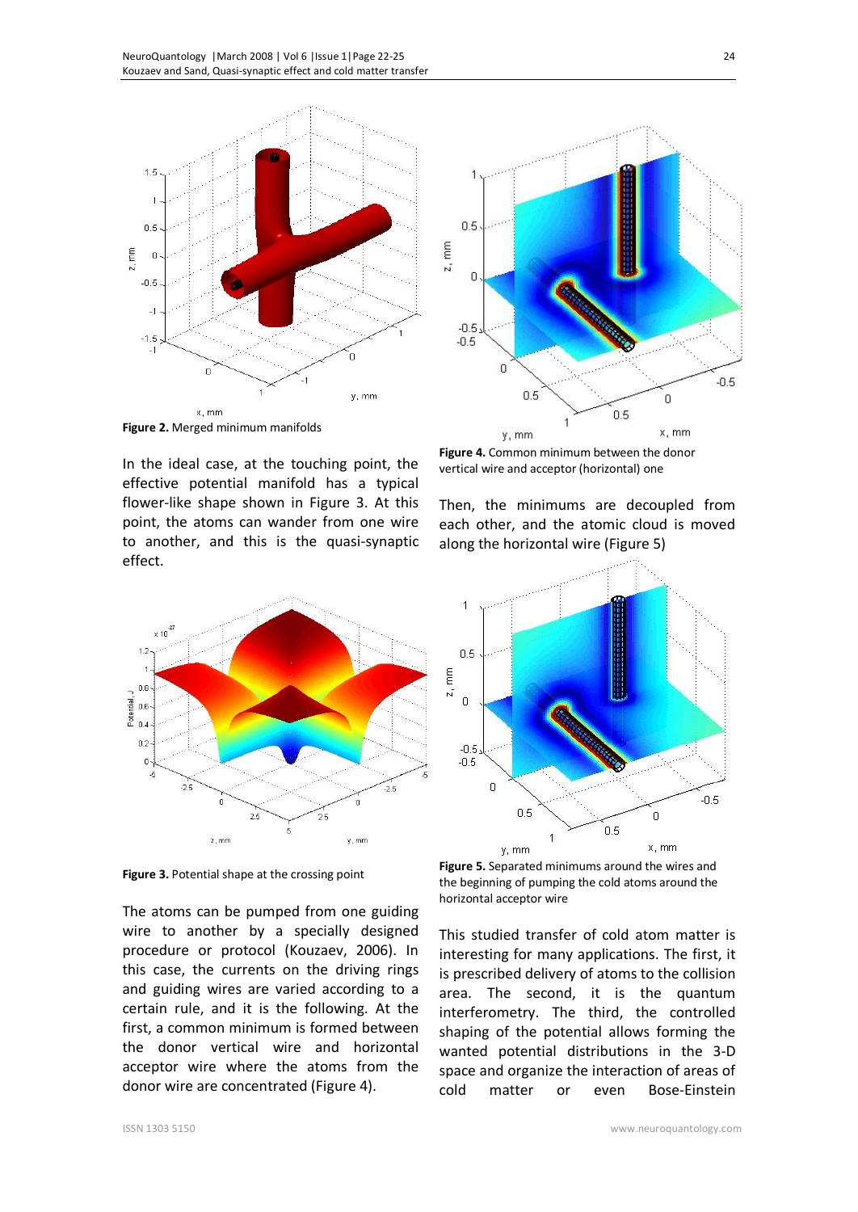**Figure 2.** Merged minimum manifolds

In the ideal case, at the touching point, the effective potential manifold has a typical flower-like shape shown in Figure 3. At this point, the atoms can wander from one wire to another, and this is the quasi-synaptic effect.

**Figure 3.** Potential shape at the crossing point

The atoms can be pumped from one guiding wire to another by a specially designed procedure or protocol (Kouzaev, 2006). In this case, the currents on the driving rings and guiding wires are varied according to a certain rule, and it is the following. At the first, a common minimum is formed between the donor vertical wire and horizontal acceptor wire where the atoms from the donor wire are concentrated (Figure 4).

**Figure 4.** Common minimum between the donor vertical wire and acceptor (horizontal) one

Then, the minimums are decoupled from each other, and the atomic cloud is moved along the horizontal wire (Figure 5)

**Figure 5.** Separated minimums around the wires and the beginning of pumping the cold atoms around the horizontal acceptor wire

This studied transfer of cold atom matter is interesting for many applications. The first, it is prescribed delivery of atoms to the collision area. The second, it is the quantum interferometry. The third, the controlled shaping of the potential allows forming the wanted potential distributions in the 3-D space and organize the interaction of areas of cold matter or even Bose-Einstein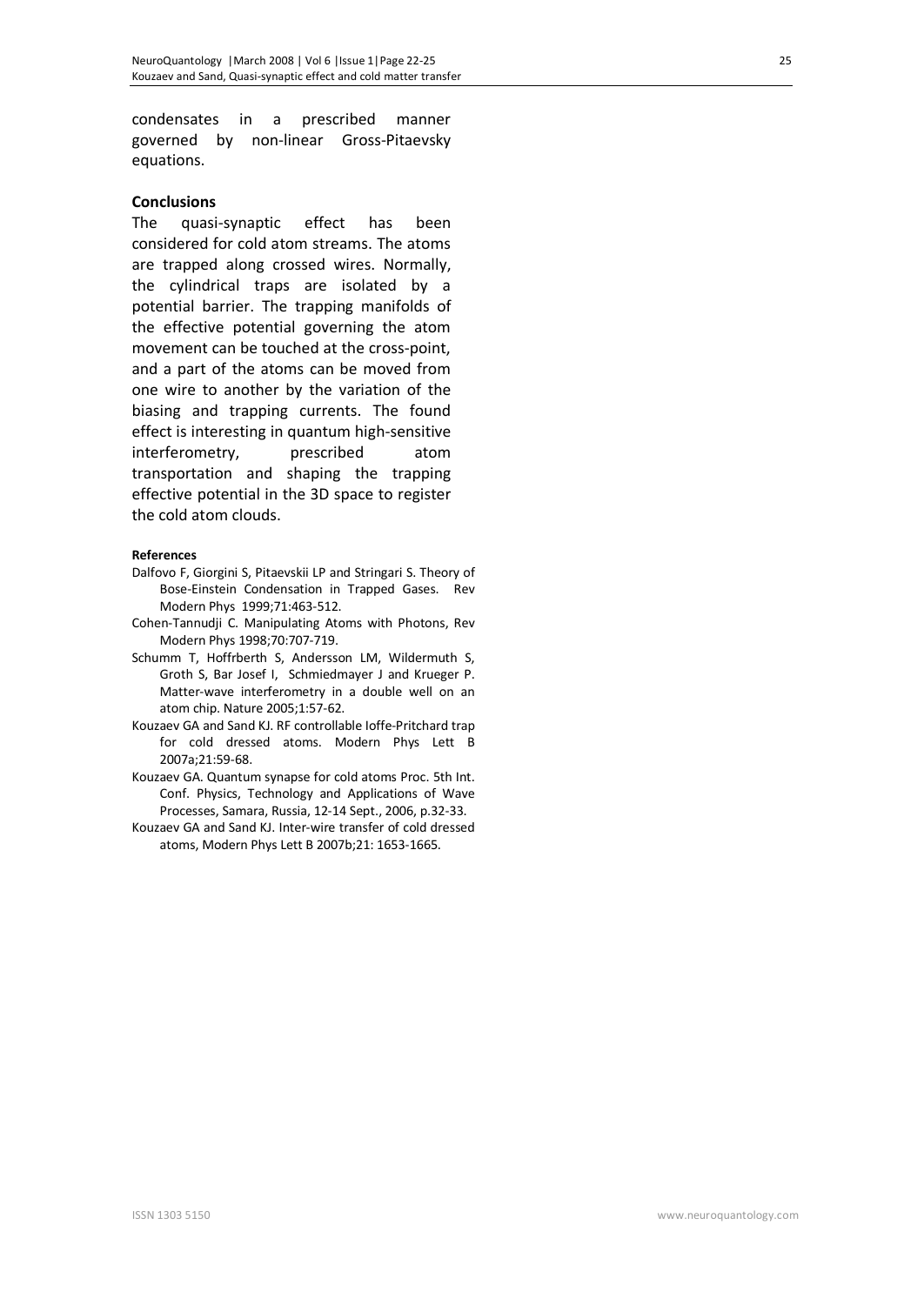condensates in a prescribed manner governed by non-linear Gross-Pitaevsky equations.

## Conclusions

The quasi-synaptic effect has been considered for cold atom streams. The atoms are trapped along crossed wires. Normally, the cylindrical traps are isolated by a potential barrier. The trapping manifolds of the effective potential governing the atom movement can be touched at the cross-point, and a part of the atoms can be moved from one wire to another by the variation of the biasing and trapping currents. The found effect is interesting in quantum high-sensitive interferometry, prescribed atom transportation and shaping the trapping effective potential in the 3D space to register the cold atom clouds.

### References

Dalfovo F, Giorgini S, Pitaevskii LP and Stringari S. Theory of Bose-Einstein Condensation in Trapped Gases. Rev Modern Phys 1999;71:463-512.

Cohen-Tannudji C. Manipulating Atoms with Photons, Rev Modern Phys 1998;70:707-719.

Schumm T, Hoffrberth S, Andersson LM, Wildermuth S, Groth S, Bar Josef I, Schmiedmayer J and Krueger P. Matter-wave interferometry in a double well on an atom chip. Nature 2005;1:57-62.

Kouzaev GA and Sand KJ. RF controllable Ioffe-Pritchard trap for cold dressed atoms. Modern Phys Lett B 2007a;21:59-68.

Kouzaev GA. Quantum synapse for cold atoms Proc. 5th Int. Conf. Physics, Technology and Applications of Wave Processes, Samara, Russia, 12-14 Sept., 2006, p.32-33.

Kouzaev GA and Sand KJ. Inter-wire transfer of cold dressed atoms, Modern Phys Lett B 2007b;21: 1653-1665.